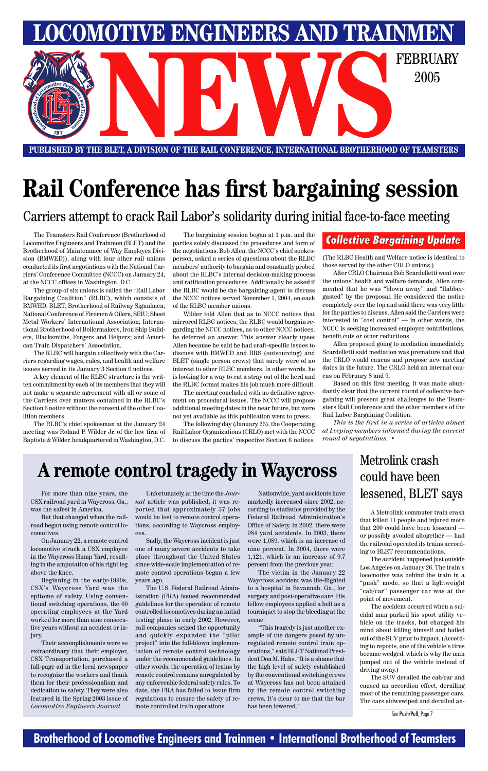# LOCOMOTIVE ENGINEERS AND TRAINMEN NEWS

FEBRUARY 2005

PUBLISHED BY THE BLET, A DIVISION OF THE RAIL CONFERENCE, INTERNATIONAL BROTHERHOOD OF TEAMSTERS

# Rail Conference has first bargaining session

## Carriers attempt to crack Rail Labor's solidarity during initial face-to-face meeting

The Teamsters Rail Conference (Brotherhood of Locomotive Engineers and Trainmen (BLET) and the Brotherhood of Maintenance of Way Employes Division (BMWED)), along with four other rail unions conducted its first negotiations with the National Carriers' Conference Committee (NCCC) on January 24, at the NCCC offices in Washington, D.C.

The group of six unions is called the "Rail Labor Bargaining Coalition" (RLBC), which consists of BMWED; BLET; Brotherhood of Railway Signalmen; National Conference of Firemen & Oilers, SEIU; Sheet Metal Workers' International Association; International Brotherhood of Boilermakers, Iron Ship Builders, Blacksmiths, Forgers and Helpers; and American Train Dispatchers' Association.

The RLBC will bargain collectively with the Carriers regarding wages, rules, and health and welfare issues served in its January 3 Section 6 notices.

A key element of the RLBC structure is the written commitment by each of its members that they will not make a separate agreement with all or some of the Carriers over matters contained in the RLBC's Section 6 notice without the consent of the other Coalition members.

The RLBC's chief spokesman at the January 24 meeting was Roland P. Wilder Jr. of the law firm of Baptiste & Wilder, headquartered in Washington, D.C.

The bargaining session began at 1 p.m. and the parties solely discussed the procedures and form of the negotiations. Bob Allen, the NCCC's chief spokesperson, asked a series of questions about the RLBC members' authority to bargain and constantly probed about the RLBC's internal decision-making process and ratification procedures. Additionally, he asked if the RLBC would be the bargaining agent to discuss the NCCC notices served November 1, 2004, on each of the RLBC member unions.

Wilder told Allen that as to NCCC notices that mirrored RLBC notices, the RLBC would bargain regarding the NCCC notices, as to other NCCC notices, he deferred an answer. This answer clearly upset Allen because he said he had craft-specific issues to discuss with BMWED and BRS (outsourcing) and BLET (single person crews) that surely were of no interest to other RLBC members. In other words, he is looking for a way to cut a stray out of the herd and the RLBC format makes his job much more difficult.

The meeting concluded with no definitive agreement on procedural issues. The NCCC will propose additional meeting dates in the near future, but were not yet available as this publication went to press.

The following day (January 25), the Cooperating Rail Labor Organizations (CRLO) met with the NCCC to discuss the parties' respective Section 6 notices.

### Collective Bargaining Update

(The RLBC Health and Welfare notice is identical to those served by the other CRLO unions.)

After CRLO Chairman Bob Scardelletti went over the unions' health and welfare demands, Allen commented that he was "blown away" and "flabbergasted" by the proposal. He considered the notice completely over the top and said there was very little for the parties to discuss. Allen said the Carriers were interested in "cost control" — in other words, the NCCC is seeking increased employee contributions, benefit cuts or other reductions.

Allen proposed going to mediation immediately. Scardelletti said mediation was premature and that the CRLO would caucus and propose new meeting dates in the future. The CRLO held an internal caucus on February 8 and 9.

Based on this first meeting, it was made abundantly clear that the current round of collective bargaining will present great challenges to the Teamsters Rail Conference and the other members of the Rail Labor Bargaining Coalition.

*This is the first in a series of articles aimed at keeping members informed during the current round of negotiations.* •

# A remote control tragedy in Waycross

For more than nine years, the CSX railroad yard in Waycross, Ga., was the safest in America.

But that changed when the railroad began using remote control locomotives.

On January 22, a remote control locomotive struck a CSX employee in the Waycross Hump Yard, resulting in the amputation of his right leg above the knee.

Beginning in the early-1990s, CSX's Waycross Yard was the epitome of safety. Using conventional switching operations, the 60 operating employees at the Yard worked for more than nine consecutive years without an accident or injury.

Their accomplishments were so extraordinary that their employer, CSX Transportation, purchased a full-page ad in the local newspaper to recognize the workers and thank them for their professionalism and dedication to safety. They were also featured in the Spring 2003 issue of *Locomotive Engineers Journal*.

Unfortunately, at the time the *Journal* article was published, it was reported that approximately 37 jobs would be lost to remote control operations, according to Waycross employees.

Sadly, the Waycross incident is just one of many severe accidents to take place throughout the United States since wide-scale implementation of remote control operations began a few years ago.

The U.S. Federal Railroad Administration (FRA) issued recommended guidelines for the operation of remote controlled locomotives during an initial testing phase in early 2002. However, rail companies seized the opportunity and quickly expanded the "pilot project" into the full-blown implementation of remote control technology under the recommended guidelines. In other words, the operation of trains by remote control remains unregulated by any enforceable federal safety rules. To date, the FRA has failed to issue firm regulations to ensure the safety of remote controlled train operations.

Nationwide, yard accidents have markedly increased since 2002, according to statistics provided by the Federal Railroad Administration's Office of Safety. In 2002, there were 984 yard accidents. In 2003, there were 1,089, which is an increase of nine percent. In 2004, there were 1,121, which is an increase of 9.7 percent from the previous year.

The victim in the January 22 Waycross accident was life-flighted to a hospital in Savannah, Ga., for surgery and post-operative care. His fellow employees applied a belt as a tourniquet to stop the bleeding at the scene.

"This tragedy is just another example of the dangers posed by unregulated remote control train operations," said BLET National President Don M. Hahs. "It is a shame that the high level of safety established by the conventional switching crews at Waycross has not been attained by the remote control switching crews. It's clear to me that the bar has been lowered."

# Metrolink crash could have been lessened, BLET says

A Metrolink commuter train crash that killed 11 people and injured more that 200 could have been lessened — or possibly avoided altogether — had the railroad operated its trains according to BLET recommendations.

The accident happened just outside Los Angeles on January 26. The train's locomotive was behind the train in a "push" mode, so that a lightweight "cab/car" passenger car was at the point of movement.

The accident occurred when a suicidal man parked his sport utility vehicle on the tracks, but changed his mind about killing himself and bailed out of the SUV prior to impact. (According to reports, one of the vehicle's tires became wedged, which is why the man jumped out of the vehicle instead of driving away.)

The SUV derailed the cab/car and caused an accordion effect, derailing most of the remaining passenger cars. The cars sidswiped and derailed an-

See Push/Pull, Page 7

Brotherhood of Locomotive Engineers and Trainmen • International Brotherhood of Teamsters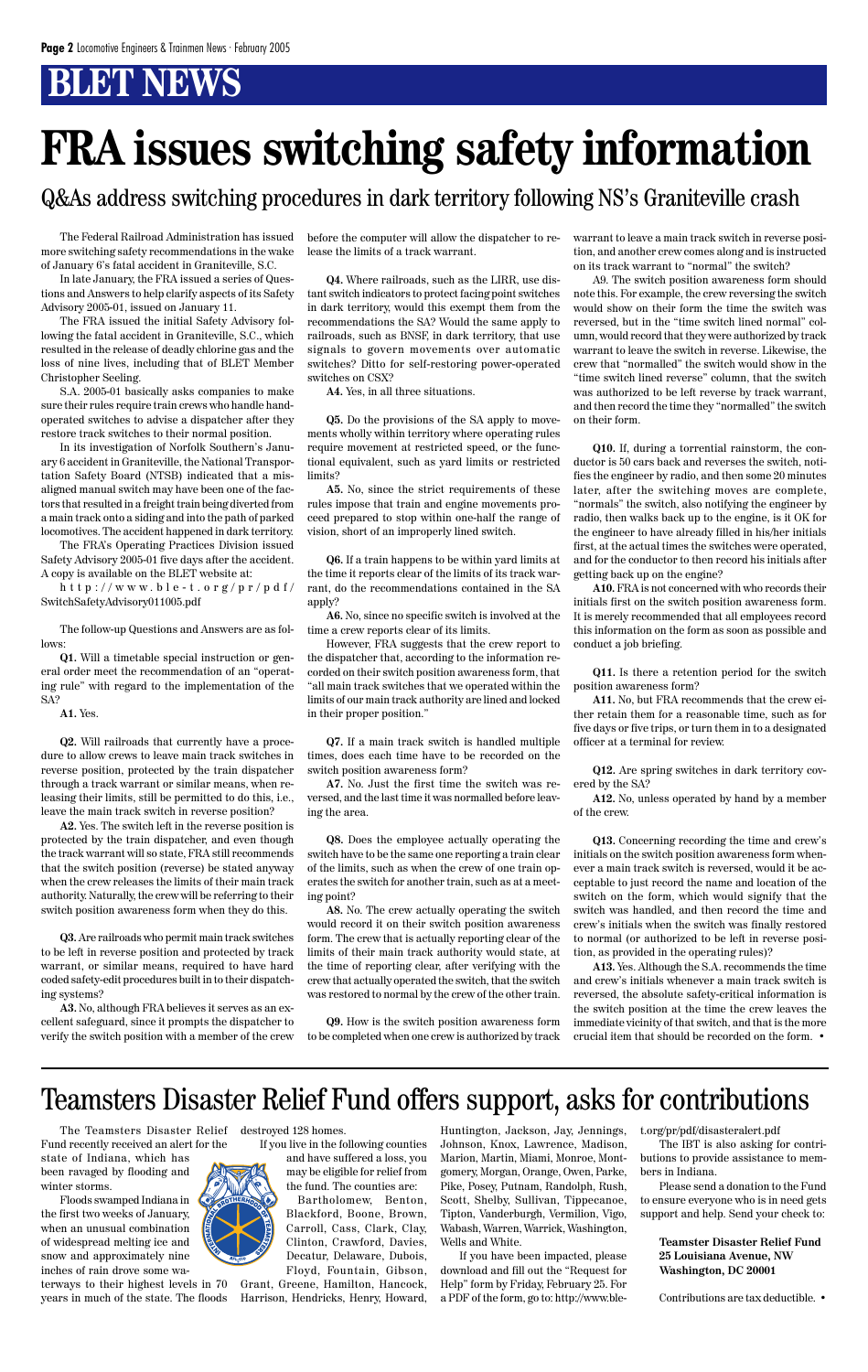# BLET NEWS

# FRA issues switching safety information

## Q&As address switching procedures in dark territory following NS's Graniteville crash

The Federal Railroad Administration has issued more switching safety recommendations in the wake of January 6's fatal accident in Graniteville, S.C.

In late January, the FRA issued a series of Questions and Answers to help clarify aspects of its Safety Advisory 2005-01, issued on January 11.

The FRA issued the initial Safety Advisory following the fatal accident in Graniteville, S.C., which resulted in the release of deadly chlorine gas and the loss of nine lives, including that of BLET Member Christopher Seeling.

S.A. 2005-01 basically asks companies to make sure their rules require train crews who handle hand-operated switches to advise a dispatcher after they restore track switches to their normal position.

In its investigation of Norfolk Southern's January 6 accident in Graniteville, the National Transportation Safety Board (NTSB) indicated that a misaligned manual switch may have been one of the factors that resulted in a freight train being diverted from a main track onto a siding and into the path of parked locomotives. The accident happened in dark territory.

The FRA's Operating Practices Division issued Safety Advisory 2005-01 five days after the accident. A copy is available on the BLET website at:

http://www.ble-t.org/pr/pdf/SwitchSafetyAdvisory011005.pdf

The follow-up Questions and Answers are as follows:

**Q1.** Will a timetable special instruction or general order meet the recommendation of an "operating rule" with regard to the implementation of the SA?

**A1.** Yes.

**Q2.** Will railroads that currently have a procedure to allow crews to leave main track switches in reverse position, protected by the train dispatcher through a track warrant or similar means, when releasing their limits, still be permitted to do this, i.e., leave the main track switch in reverse position?

**A2.** Yes. The switch left in the reverse position is protected by the train dispatcher, and even though the track warrant will so state, FRA still recommends that the switch position (reverse) be stated anyway when the crew releases the limits of their main track authority. Naturally, the crew will be referring to their switch position awareness form when they do this.

**Q3.** Are railroads who permit main track switches to be left in reverse position and protected by track warrant, or similar means, required to have hard coded safety-edit procedures built in to their dispatching systems?

**A3.** No, although FRA believes it serves as an excellent safeguard, since it prompts the dispatcher to verify the switch position with a member of the crew before the computer will allow the dispatcher to release the limits of a track warrant.

**Q4.** Where railroads, such as the LIRR, use distant switch indicators to protect facing point switches in dark territory, would this exempt them from the recommendations the SA? Would the same apply to railroads, such as BNSF, in dark territory, that use signals to govern movements over automatic switches? Ditto for self-restoring power-operated switches on CSX?

**A4.** Yes, in all three situations.

**Q5.** Do the provisions of the SA apply to movements wholly within territory where operating rules require movement at restricted speed, or the functional equivalent, such as yard limits or restricted limits?

**A5.** No, since the strict requirements of these rules impose that train and engine movements proceed prepared to stop within one-half the range of vision, short of an improperly lined switch.

**Q6.** If a train happens to be within yard limits at the time it reports clear of the limits of its track warrant, do the recommendations contained in the SA apply?

**A6.** No, since no specific switch is involved at the time a crew reports clear of its limits.

However, FRA suggests that the crew report to the dispatcher that, according to the information recorded on their switch position awareness form, that "all main track switches that we operated within the limits of our main track authority are lined and locked in their proper position."

**Q7.** If a main track switch is handled multiple times, does each time have to be recorded on the switch position awareness form?

**A7.** No. Just the first time the switch was reversed, and the last time it was normalled before leaving the area.

**Q8.** Does the employee actually operating the switch have to be the same one reporting a train clear of the limits, such as when the crew of one train operates the switch for another train, such as at a meeting point?

**A8.** No. The crew actually operating the switch would record it on their switch position awareness form. The crew that is actually reporting clear of the limits of their main track authority would state, at the time of reporting clear, after verifying with the crew that actually operated the switch, that the switch was restored to normal by the crew of the other train.

**Q9.** How is the switch position awareness form to be completed when one crew is authorized by track warrant to leave a main track switch in reverse position, and another crew comes along and is instructed on its track warrant to "normal" the switch?

A9. The switch position awareness form should note this. For example, the crew reversing the switch would show on their form the time the switch was reversed, but in the "time switch lined normal" column, would record that they were authorized by track warrant to leave the switch in reverse. Likewise, the crew that "normalled" the switch would show in the "time switch lined reverse" column, that the switch was authorized to be left reverse by track warrant, and then record the time they "normalled" the switch on their form.

**Q10.** If, during a torrential rainstorm, the conductor is 50 cars back and reverses the switch, notifies the engineer by radio, and then some 20 minutes later, after the switching moves are complete, "normals" the switch, also notifying the engineer by radio, then walks back up to the engine, is it OK for the engineer to have already filled in his/her initials first, at the actual times the switches were operated, and for the conductor to then record his initials after getting back up on the engine?

**A10.** FRA is not concerned with who records their initials first on the switch position awareness form. It is merely recommended that all employees record this information on the form as soon as possible and conduct a job briefing.

**Q11.** Is there a retention period for the switch position awareness form?

**A11.** No, but FRA recommends that the crew either retain them for a reasonable time, such as for five days or five trips, or turn them in to a designated officer at a terminal for review.

**Q12.** Are spring switches in dark territory covered by the SA?

**A12.** No, unless operated by hand by a member of the crew.

**Q13.** Concerning recording the time and crew's initials on the switch position awareness form whenever a main track switch is reversed, would it be acceptable to just record the name and location of the switch on the form, which would signify that the switch was handled, and then record the time and crew's initials when the switch was finally restored to normal (or authorized to be left in reverse position, as provided in the operating rules)?

**A13.** Yes. Although the S.A. recommends the time and crew's initials whenever a main track switch is reversed, the absolute safety-critical information is the switch position at the time the crew leaves the immediate vicinity of that switch, and that is the more crucial item that should be recorded on the form. •

# Teamsters Disaster Relief Fund offers support, asks for contributions

The Teamsters Disaster Relief Fund recently received an alert for the state of Indiana, which has been ravaged by flooding and winter storms.

Floods swamped Indiana in the first two weeks of January, when an unusual combination of widespread melting ice and snow and approximately nine inches of rain drove some waterways to their highest levels in 70 years in much of the state. The floods destroyed 128 homes.

If you live in the following counties and have suffered a loss, you may be eligible for relief from the fund. The counties are:

Bartholomew, Benton, Blackford, Boone, Brown, Carroll, Cass, Clark, Clay, Clinton, Crawford, Davies, Decatur, Delaware, Dubois, Floyd, Fountain, Gibson, Grant, Greene, Hamilton, Hancock, Harrison, Hendricks, Henry, Howard, Huntington, Jackson, Jay, Jennings, Johnson, Knox, Lawrence, Madison, Marion, Martin, Miami, Monroe, Montgomery, Morgan, Orange, Owen, Parke, Pike, Posey, Putnam, Randolph, Rush, Scott, Shelby, Sullivan, Tipton, Vanderburgh, Vermilion, Vigo, Wabash, Warren, Warrick, Washington, Wells and White.

If you have been impacted, please download and fill out the "Request for Help" form by Friday, February 25. For a PDF of the form, go to: http://www.ble-t.org/pr/pdf/disasteralert.pdf

The IBT is also asking for contributions to provide assistance to members in Indiana.

Please send a donation to the Fund to ensure everyone who is in need gets support and help. Send your check to:

**Teamster Disaster Relief Fund**
**25 Louisiana Avenue, NW**
**Washington, DC 20001**

Contributions are tax deductible. •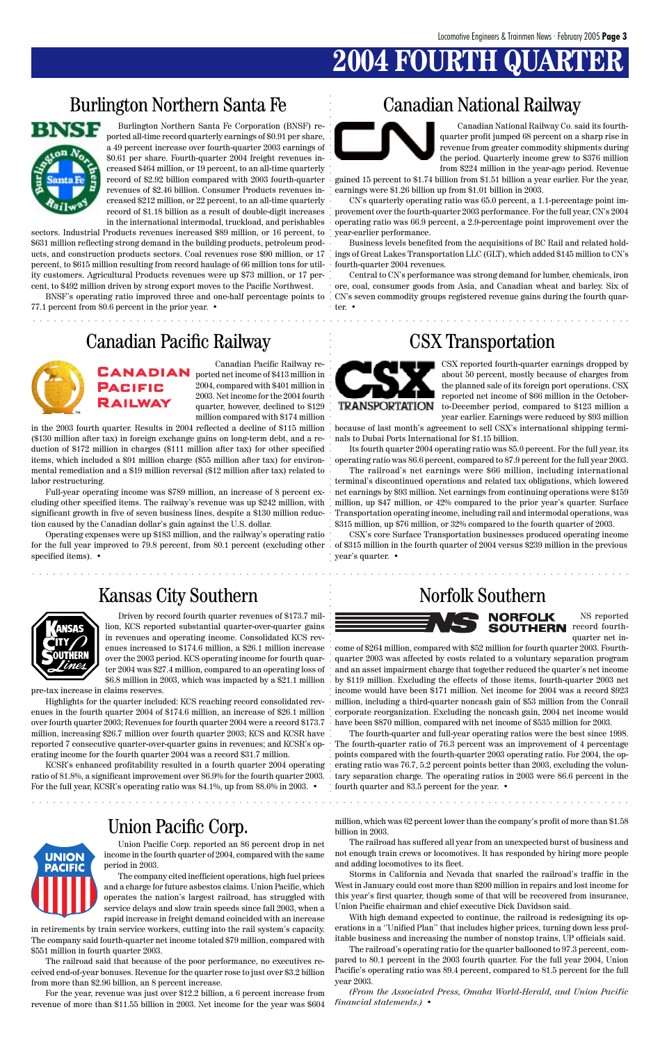# 2004 FOURTH QUARTER

## Burlington Northern Santa Fe

Burlington Northern Santa Fe Corporation (BNSF) reported all-time record quarterly earnings of $0.91 per share, a 49 percent increase over fourth-quarter 2003 earnings of $0.61 per share. Fourth-quarter 2004 freight revenues increased $464 million, or 19 percent, to an all-time quarterly record of $2.92 billion compared with 2003 fourth-quarter revenues of $2.46 billion. Consumer Products revenues increased $212 million, or 22 percent, to an all-time quarterly record of $1.18 billion as a result of double-digit increases in the international intermodal, truckload, and perishables sectors. Industrial Products revenues increased $89 million, or 16 percent, to $631 million reflecting strong demand in the building products, petroleum products, and construction products sectors. Coal revenues rose $90 million, or 17 percent, to $615 million resulting from record haulage of 66 million tons for utility customers. Agricultural Products revenues were up $73 million, or 17 percent, to $492 million driven by strong export moves to the Pacific Northwest.

BNSF's operating ratio improved three and one-half percentage points to 77.1 percent from 80.6 percent in the prior year. •

## Canadian National Railway

Canadian National Railway Co. said its fourth-quarter profit jumped 68 percent on a sharp rise in revenue from greater commodity shipments during the period. Quarterly income grew to $376 million from $224 million in the year-ago period. Revenue gained 15 percent to $1.74 billion from $1.51 billion a year earlier. For the year, earnings were $1.26 billion up from $1.01 billion in 2003.

CN's quarterly operating ratio was 65.0 percent, a 1.1-percentage point improvement over the fourth-quarter 2003 performance. For the full year, CN's 2004 operating ratio was 66.9 percent, a 2.9-percentage point improvement over the year-earlier performance.

Business levels benefited from the acquisitions of BC Rail and related holdings of Great Lakes Transportation LLC (GLT), which added $145 million to CN's fourth-quarter 2004 revenues.

Central to CN's performance was strong demand for lumber, chemicals, iron ore, coal, consumer goods from Asia, and Canadian wheat and barley. Six of CN's seven commodity groups registered revenue gains during the fourth quarter. •

## Canadian Pacific Railway

Canadian Pacific Railway reported net income of $413 million in 2004, compared with $401 million in 2003. Net income for the 2004 fourth quarter, however, declined to $129 million compared with $174 million in the 2003 fourth quarter. Results in 2004 reflected a decline of $115 million ($130 million after tax) in foreign exchange gains on long-term debt, and a reduction of $172 million in charges ($111 million after tax) for other specified items, which included a $91 million charge ($55 million after tax) for environmental remediation and a $19 million reversal ($12 million after tax) related to labor restructuring.

Full-year operating income was $789 million, an increase of 8 percent excluding other specified items. The railway's revenue was up $242 million, with significant growth in five of seven business lines, despite a $130 million reduction caused by the Canadian dollar's gain against the U.S. dollar.

Operating expenses were up $183 million, and the railway's operating ratio for the full year improved to 79.8 percent, from 80.1 percent (excluding other specified items). •

## CSX Transportation

CSX reported fourth-quarter earnings dropped by about 50 percent, mostly because of charges from the planned sale of its foreign port operations. CSX reported net income of $66 million in the October-to-December period, compared to $123 million a year earlier. Earnings were reduced by $93 million because of last month's agreement to sell CSX's international shipping terminals to Dubai Ports International for $1.15 billion.

Its fourth quarter 2004 operating ratio was 85.0 percent. For the full year, its operating ratio was 86.6 percent, compared to 87.9 percent for the full year 2003.

The railroad's net earnings were $66 million, including international terminal's discontinued operations and related tax obligations, which lowered net earnings by $93 million. Net earnings from continuing operations were $159 million, up $47 million, or 42% compared to the prior year's quarter. Surface Transportation operating income, including rail and intermodal operations, was $315 million, up $76 million, or 32% compared to the fourth quarter of 2003.

CSX's core Surface Transportation businesses produced operating income of $315 million in the fourth quarter of 2004 versus $239 million in the previous year's quarter. •

## Kansas City Southern

Driven by record fourth quarter revenues of $173.7 million, KCS reported substantial quarter-over-quarter gains in revenues and operating income. Consolidated KCS revenues increased to $174.6 million, a $26.1 million increase over the 2003 period. KCS operating income for fourth quarter 2004 was $27.4 million, compared to an operating loss of $6.8 million in 2003, which was impacted by a $21.1 million pre-tax increase in claims reserves.

Highlights for the quarter included: KCS reaching record consolidated revenues in the fourth quarter of 2004 of $174.6 million, an increase of $26.1 million over fourth quarter 2003; Revenues for fourth quarter 2004 were a record $173.7 million, increasing $26.7 million over fourth quarter 2003; KCS and KCSR have reported 7 consecutive quarter-over-quarter gains in revenues; and KCSR's operating income for the fourth quarter 2004 was a record $31.7 million.

KCSR's enhanced profitability resulted in a fourth quarter 2004 operating ratio of 81.8%, a significant improvement over 86.9% for the fourth quarter 2003. For the full year, KCSR's operating ratio was 84.1%, up from 88.6% in 2003. •

## Norfolk Southern

NS reported record fourth-quarter net income of $264 million, compared with $52 million for fourth quarter 2003. Fourth-quarter 2003 was affected by costs related to a voluntary separation program and an asset impairment charge that together reduced the quarter's net income by $119 million. Excluding the effects of those items, fourth-quarter 2003 net income would have been $171 million. Net income for 2004 was a record $923 million, including a third-quarter noncash gain of $53 million from the Conrail corporate reorganization. Excluding the noncash gain, 2004 net income would have been $870 million, compared with net income of $535 million for 2003.

The fourth-quarter and full-year operating ratios were the best since 1998. The fourth-quarter ratio of 76.3 percent was an improvement of 4 percentage points compared with the fourth-quarter 2003 operating ratio. For 2004, the operating ratio was 76.7, 5.2 percent points better than 2003, excluding the voluntary separation charge. The operating ratios in 2003 were 86.6 percent in the fourth quarter and 83.5 percent for the year. •

## Union Pacific Corp.

Union Pacific Corp. reported an 86 percent drop in net income in the fourth quarter of 2004, compared with the same period in 2003.

The company cited inefficient operations, high fuel prices and a charge for future asbestos claims. Union Pacific, which operates the nation's largest railroad, has struggled with service delays and slow train speeds since fall 2003, when a rapid increase in freight demand coincided with an increase in retirements by train service workers, cutting into the rail system's capacity. The company said fourth-quarter net income totaled $79 million, compared with $551 million in fourth quarter 2003.

The railroad said that because of the poor performance, no executives received end-of-year bonuses. Revenue for the quarter rose to just over $3.2 billion from more than $2.96 billion, an 8 percent increase.

For the year, revenue was just over $12.2 billion, a 6 percent increase from revenue of more than $11.55 billion in 2003. Net income for the year was $604 million, which was 62 percent lower than the company's profit of more than $1.58 billion in 2003.

The railroad has suffered all year from an unexpected burst of business and not enough train crews or locomotives. It has responded by hiring more people and adding locomotives to its fleet.

Storms in California and Nevada that snarled the railroad's traffic in the West in January could cost more than $200 million in repairs and lost income for this year's first quarter, though some of that will be recovered from insurance, Union Pacific chairman and chief executive Dick Davidson said.

With high demand expected to continue, the railroad is redesigning its operations in a "Unified Plan" that includes higher prices, turning down less profitable business and increasing the number of nonstop trains, UP officials said.

The railroad's operating ratio for the quarter ballooned to 97.3 percent, compared to 80.1 percent in the 2003 fourth quarter. For the full year 2004, Union Pacific's operating ratio was 89.4 percent, compared to 81.5 percent for the full year 2003.

*(From the Associated Press, Omaha World-Herald, and Union Pacific financial statements.)* •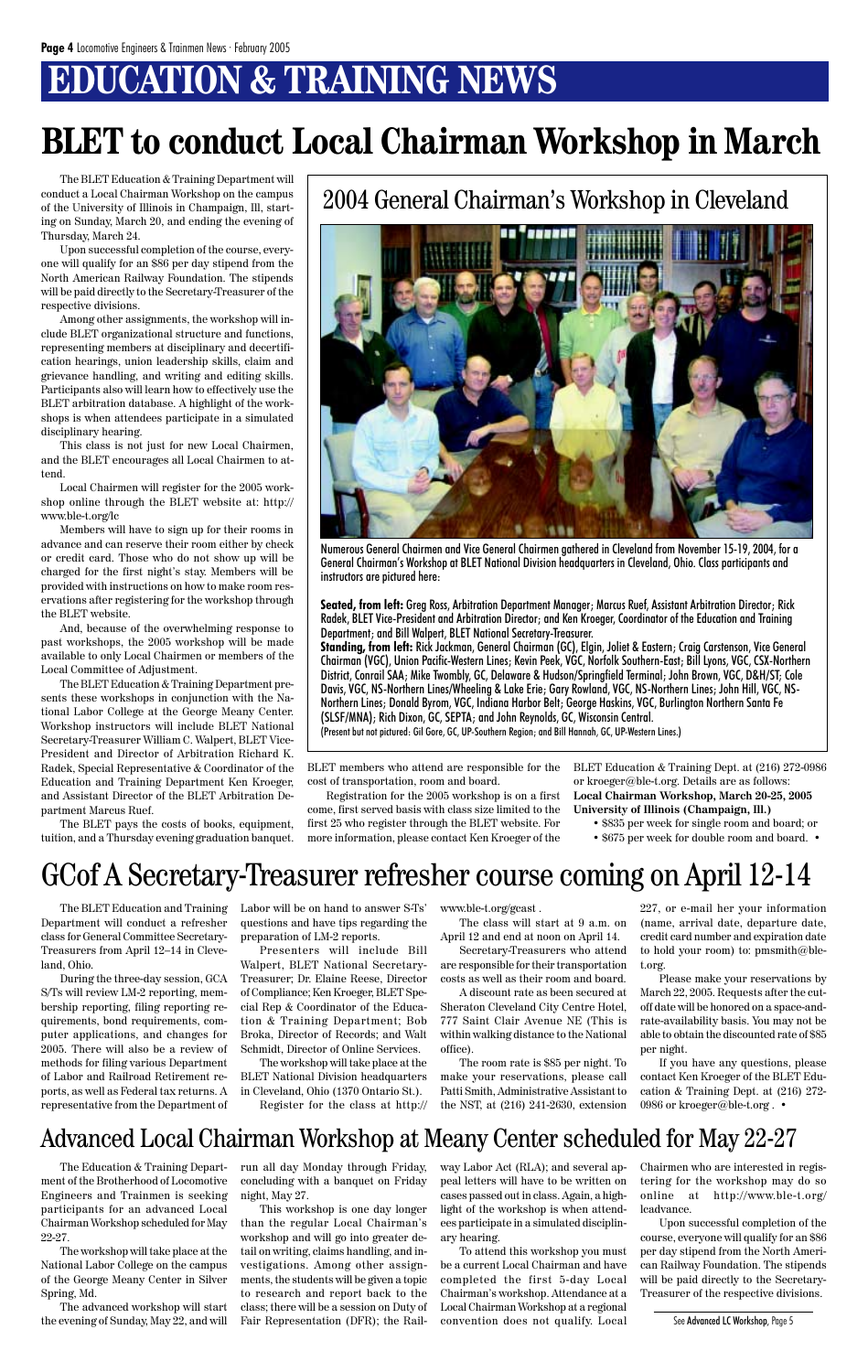# EDUCATION & TRAINING NEWS

# BLET to conduct Local Chairman Workshop in March

The BLET Education & Training Department will conduct a Local Chairman Workshop on the campus of the University of Illinois in Champaign, Ill, starting on Sunday, March 20, and ending the evening of Thursday, March 24.

Upon successful completion of the course, everyone will qualify for an $86 per day stipend from the North American Railway Foundation. The stipends will be paid directly to the Secretary-Treasurer of the respective divisions.

Among other assignments, the workshop will include BLET organizational structure and functions, representing members at disciplinary and decertification hearings, union leadership skills, claim and grievance handling, and writing and editing skills. Participants also will learn how to effectively use the BLET arbitration database. A highlight of the workshops is when attendees participate in a simulated disciplinary hearing.

This class is not just for new Local Chairmen, and the BLET encourages all Local Chairmen to attend.

Local Chairmen will register for the 2005 workshop online through the BLET website at: http://www.ble-t.org/lc

Members will have to sign up for their rooms in advance and can reserve their room either by check or credit card. Those who do not show up will be charged for the first night's stay. Members will be provided with instructions on how to make room reservations after registering for the workshop through the BLET website.

And, because of the overwhelming response to past workshops, the 2005 workshop will be made available to only Local Chairmen or members of the Local Committee of Adjustment.

The BLET Education & Training Department presents these workshops in conjunction with the National Labor College at the George Meany Center. Workshop instructors will include BLET National Secretary-Treasurer William C. Walpert, BLET Vice-President and Director of Arbitration Richard K. Radek, Special Representative & Coordinator of the Education and Training Department Ken Kroeger, and Assistant Director of the BLET Arbitration Department Marcus Ruef.

The BLET pays the costs of books, equipment, tuition, and a Thursday evening graduation banquet. BLET members who attend are responsible for the cost of transportation, room and board.

Registration for the 2005 workshop is on a first come, first served basis with class size limited to the first 25 who register through the BLET website. For more information, please contact Ken Kroeger of the BLET Education & Training Dept. at (216) 272-0986 or kroeger@ble-t.org. Details are as follows:

**Local Chairman Workshop, March 20-25, 2005**
**University of Illinois (Champaign, Ill.)**

- $835 per week for single room and board; or
- $675 per week for double room and board. •

## 2004 General Chairman's Workshop in Cleveland

Numerous General Chairmen and Vice General Chairmen gathered in Cleveland from November 15-19, 2004, for a General Chairman's Workshop at BLET National Division headquarters in Cleveland, Ohio. Class participants and instructors are pictured here:

**Seated, from left:** Greg Ross, Arbitration Department Manager; Marcus Ruef, Assistant Arbitration Director; Rick Radek, BLET Vice-President and Arbitration Director; and Ken Kroeger, Coordinator of the Education and Training Department; and Bill Walpert, BLET National Secretary-Treasurer.

**Standing, from left:** Rick Jackman, General Chairman (GC), Elgin, Joliet & Eastern; Craig Carstenson, Vice General Chairman (VGC), Union Pacific-Western Lines; Kevin Peek, VGC, Norfolk Southern-East; Bill Lyons, VGC, CSX-Northern District, Conrail SAA; Mike Twombly, GC, Delaware & Hudson/Springfield Terminal; John Brown, VGC, D&H/ST; Cole Davis, VGC, NS-Northern Lines/Wheeling & Lake Erie; Gary Rowland, VGC, NS-Northern Lines; John Hill, VGC, NS-Northern Lines; Donald Byrom, VGC, Indiana Harbor Belt; George Haskins, VGC, Burlington Northern Santa Fe (SLSF/MNA); Rich Dixon, GC, SEPTA; and John Reynolds, GC, Wisconsin Central.

(Present but not pictured: Gil Gore, GC, UP-Southern Region; and Bill Hannah, GC, UP-Western Lines.)

# GCof A Secretary-Treasurer refresher course coming on April 12-14

The BLET Education and Training Department will conduct a refresher class for General Committee Secretary-Treasurers from April 12–14 in Cleveland, Ohio.

During the three-day session, GCA S/Ts will review LM-2 reporting, membership reporting, filing reporting requirements, bond requirements, computer applications, and changes for 2005. There will also be a review of methods for filing various Department of Labor and Railroad Retirement reports, as well as Federal tax returns. A representative from the Department of Labor will be on hand to answer S-Ts' questions and have tips regarding the preparation of LM-2 reports.

Presenters will include Bill Walpert, BLET National Secretary-Treasurer; Dr. Elaine Reese, Director of Compliance; Ken Kroeger, BLET Special Rep & Coordinator of the Education & Training Department; Bob Broka, Director of Records; and Walt Schmidt, Director of Online Services.

The workshop will take place at the BLET National Division headquarters in Cleveland, Ohio (1370 Ontario St.).

Register for the class at http://www.ble-t.org/gcast .

The class will start at 9 a.m. on April 12 and end at noon on April 14.

Secretary-Treasurers who attend are responsible for their transportation costs as well as their room and board.

A discount rate as been secured at Sheraton Cleveland City Centre Hotel, 777 Saint Clair Avenue NE (This is within walking distance to the National office).

The room rate is $85 per night. To make your reservations, please call Patti Smith, Administrative Assistant to the NST, at (216) 241-2630, extension 227, or e-mail her your information (name, arrival date, departure date, credit card number and expiration date to hold your room) to: pmsmith@ble-t.org.

Please make your reservations by March 22, 2005. Requests after the cutoff date will be honored on a space-and-rate-availability basis. You may not be able to obtain the discounted rate of $85 per night.

If you have any questions, please contact Ken Kroeger of the BLET Education & Training Dept. at (216) 272-0986 or kroeger@ble-t.org . •

# Advanced Local Chairman Workshop at Meany Center scheduled for May 22-27

The Education & Training Department of the Brotherhood of Locomotive Engineers and Trainmen is seeking participants for an advanced Local Chairman Workshop scheduled for May 22-27.

The workshop will take place at the National Labor College on the campus of the George Meany Center in Silver Spring, Md.

The advanced workshop will start the evening of Sunday, May 22, and will run all day Monday through Friday, concluding with a banquet on Friday night, May 27.

This workshop is one day longer than the regular Local Chairman's workshop and will go into greater detail on writing, claims handling, and investigations. Among other assignments, the students will be given a topic to research and report back to the class; there will be a session on Duty of Fair Representation (DFR); the Railway Labor Act (RLA); and several appeal letters will have to be written on cases passed out in class. Again, a highlight of the workshop is when attendees participate in a simulated disciplinary hearing.

To attend this workshop you must be a current Local Chairman and have completed the first 5-day Local Chairman's workshop. Attendance at a Local Chairman Workshop at a regional convention does not qualify. Local Chairmen who are interested in registering for the workshop may do so online at http://www.ble-t.org/lcadvance.

Upon successful completion of the course, everyone will qualify for an $86 per day stipend from the North American Railway Foundation. The stipends will be paid directly to the Secretary-Treasurer of the respective divisions.

See **Advanced LC Workshop**, Page 5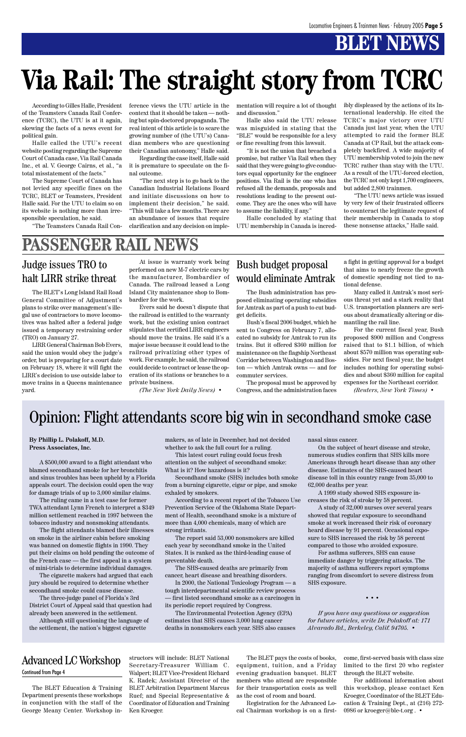# BLET NEWS

# Via Rail: The straight story from TCRC

According to Gilles Halle, President of the Teamsters Canada Rail Conference (TCRC), the UTU is at it again, skewing the facts of a news event for political gain.

Halle called the UTU's recent website posting regarding the Supreme Court of Canada case, Via Rail Canada Inc., et al. V. George Cairns, et al., "a total misstatement of the facts."

The Supreme Court of Canada has not levied any specific fines on the TCRC, BLET or Teamsters, President Halle said. For the UTU to claim so on its website is nothing more than irresponsible speculation, he said.

"The Teamsters Canada Rail Conference views the UTU article in the context that it should be taken — nothing but spin-doctored propaganda. The real intent of this article is to scare the growing number of (the UTU's) Canadian members who are questioning their Canadian autonomy," Halle said.

Regarding the case itself, Halle said it is premature to speculate on the final outcome.

"The next step is to go back to the Canadian Industrial Relations Board and initiate discussions on how to implement their decision," he said. "This will take a few months. There are an abundance of issues that require clarification and any decision on implementation will require a lot of thought and discussion."

Halle also said the UTU release was misguided in stating that the "BLE" would be responsible for a levy or fine resulting from this lawsuit.

"It is not the union that breached a promise, but rather Via Rail when they said that they were going to give conductors equal opportunity for the engineer positions. Via Rail is the one who has refused all the demands, proposals and resolutions leading to the present outcome. They are the ones who will have to assume the liability, if any."

Halle concluded by stating that UTU membership in Canada is incredibly displeased by the actions of its International leadership. He cited the TCRC's major victory over UTU Canada just last year, when the UTU attempted to raid the former BLE Canada at CP Rail, but the attack completely backfired. A wide majority of UTU membership voted to join the new TCRC rather than stay with the UTU. As a result of the UTU-forced election, the TCRC not only kept 1,700 engineers, but added 2,800 trainmen.

"The UTU news article was issued by very few of their frustrated officers to counteract the legitimate request of their membership in Canada to stop these nonsense attacks," Halle said.

# PASSENGER RAIL NEWS

## Judge issues TRO to halt LIRR strike threat

The BLET's Long Island Rail Road General Committee of Adjustment's plans to strike over management's illegal use of contractors to move locomotives was halted after a federal judge issued a temporary restraining order (TRO) on January 27.

LIRR General Chairman Bob Evers, said the union would obey the judge's order, but is preparing for a court date on February 18, where it will fight the LIRR's decision to use outside labor to move trains in a Queens maintenance yard.

At issue is warranty work being performed on new M-7 electric cars by the manufacturer, Bombardier of Canada. The railroad leased a Long Island City maintenance shop to Bombardier for the work.

Evers said he doesn't dispute that the railroad is entitled to the warranty work, but the existing union contract stipulates that certified LIRR engineers should move the trains. He said it's a major issue because it could lead to the railroad privatizing other types of work. For example, he said, the railroad could decide to contract or lease the operation of its stations or branches to a private business.

*(The New York Daily News)* •

## Bush budget proposal would eliminate Amtrak

The Bush administration has proposed eliminating operating subsidies for Amtrak as part of a push to cut budget deficits.

Bush's fiscal 2006 budget, which he sent to Congress on February 7, allocated no subsidy for Amtrak to run its trains. But it offered $360 million for maintenance on the flagship Northeast Corridor between Washington and Boston — which Amtrak owns — and for commuter services.

The proposal must be approved by Congress, and the administration faces a fight in getting approval for a budget that aims to nearly freeze the growth of domestic spending not tied to national defense.

Many called it Amtrak's most serious threat yet and a stark reality that U.S. transportation planners are serious about dramatically altering or dismantling the rail line.

For the current fiscal year, Bush proposed $900 million and Congress raised that to $1.1 billion, of which about $570 million was operating subsidies. For next fiscal year, the budget includes nothing for operating subsidies and about $360 million for capital expenses for the Northeast corridor.

*(Reuters, New York Times)* •

# Opinion: Flight attendants score big win in secondhand smoke case

**By Phillip L. Polakoff, M.D.**
**Press Associates, Inc.**

A $500,000 award to a flight attendant who blamed secondhand smoke for her bronchitis and sinus troubles has been upheld by a Florida appeals court. The decision could open the way for damage trials of up to 3,000 similar claims.

The ruling came in a test case for former TWA attendant Lynn French to interpret a $349 million settlement reached in 1997 between the tobacco industry and nonsmoking attendants.

The flight attendants blamed their illnesses on smoke in the airliner cabin before smoking was banned on domestic flights in 1990. They put their claims on hold pending the outcome of the French case — the first appeal in a system of mini-trials to determine individual damages.

The cigarette makers had argued that each jury should be required to determine whether secondhand smoke could cause disease.

The three-judge panel of Florida's 3rd District Court of Appeal said that question had already been answered in the settlement.

Although still questioning the language of the settlement, the nation's biggest cigarette makers, as of late in December, had not decided whether to ask the full court for a ruling.

This latest court ruling could focus fresh attention on the subject of secondhand smoke: What is it? How hazardous is it?

Secondhand smoke (SHS) includes both smoke from a burning cigarette, cigar or pipe, and smoke exhaled by smokers.

According to a recent report of the Tobacco Use Prevention Service of the Oklahoma State Department of Health, secondhand smoke is a mixture of more than 4,000 chemicals, many of which are strong irritants.

The report said 53,000 nonsmokers are killed each year by secondhand smoke in the United States. It is ranked as the third-leading cause of preventable death.

The SHS-caused deaths are primarily from cancer, heart disease and breathing disorders.

In 2000, the National Toxicology Program — a tough interdepartmental scientific review process — first listed secondhand smoke as a carcinogen in its periodic report required by Congress.

The Environmental Protection Agency (EPA) estimates that SHS causes 3,000 lung cancer deaths in nonsmokers each year. SHS also causes nasal sinus cancer.

On the subject of heart disease and stroke, numerous studies confirm that SHS kills more Americans through heart disease than any other disease. Estimates of the SHS-caused heart disease toll in this country range from 35,000 to 62,000 deaths per year.

A 1999 study showed SHS exposure increases the risk of stroke by 58 percent.

A study of 32,000 nurses over several years showed that regular exposure to secondhand smoke at work increased their risk of coronary heard disease by 91 percent. Occasional exposure to SHS increased the risk by 58 percent compared to those who avoided exposure.

For asthma sufferers, SHS can cause immediate danger by triggering attacks. The majority of asthma sufferers report symptoms ranging from discomfort to severe distress from SHS exposure.

• • •

*If you have any questions or suggestion for future articles, write Dr. Polakoff at: 171 Alvarado Rd., Berkeley, Calif. 94705.* •

## Advanced LC Workshop

Continued from Page 4

The BLET Education & Training Department presents these workshops in conjunction with the staff of the George Meany Center. Workshop instructors will include: BLET National Secretary-Treasurer William C. Walpert; BLET Vice-President Richard K. Radek; Assistant Director of the BLET Arbitration Department Marcus Ruef; and Special Representative & Coordinator of Education and Training Ken Kroeger.

The BLET pays the costs of books, equipment, tuition, and a Friday evening graduation banquet. BLET members who attend are responsible for their transportation costs as well as the cost of room and board.

Registration for the Advanced Local Chairman workshop is on a first-come, first-served basis with class size limited to the first 20 who register through the BLET website.

For additional information about this workshop, please contact Ken Kroeger, Coordinator of the BLET Education & Training Dept., at (216) 272-0986 or kroeger@ble-t.org . •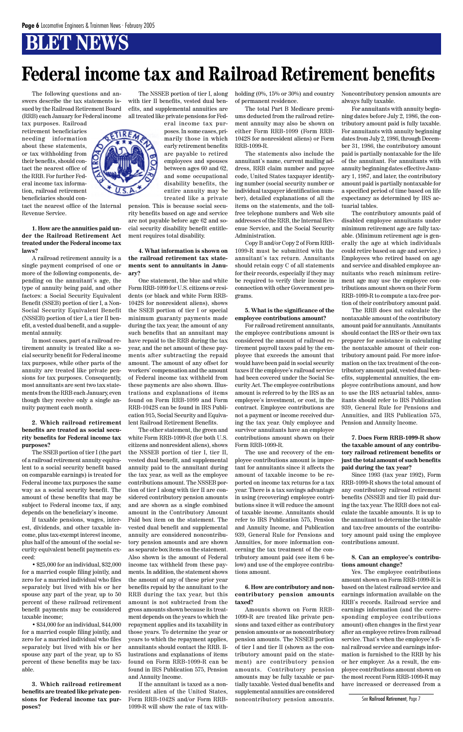# BLET NEWS

# Federal income tax and Railroad Retirement benefits

The following questions and answers describe the tax statements issued by the Railroad Retirement Board (RRB) each January for Federal income tax purposes. Railroad retirement beneficiaries needing information about these statements, or tax withholding from their benefits, should contact the nearest office of the RRB. For further Federal income tax information, railroad retirement beneficiaries should contact the nearest office of the Internal Revenue Service.

**1. How are the annuities paid under the Railroad Retirement Act treated under the Federal income tax laws?**

A railroad retirement annuity is a single payment comprised of one or more of the following components, depending on the annuitant's age, the type of annuity being paid, and other factors: a Social Security Equivalent Benefit (SSEB) portion of tier I, a Non-Social Security Equivalent Benefit (NSSEB) portion of tier I, a tier II benefit, a vested dual benefit, and a supplemental annuity.

In most cases, part of a railroad retirement annuity is treated like a social security benefit for Federal income tax purposes, while other parts of the annuity are treated like private pensions for tax purposes. Consequently, most annuitants are sent two tax statements from the RRB each January, even though they receive only a single annuity payment each month.

**2. Which railroad retirement benefits are treated as social security benefits for Federal income tax purposes?**

The SSEB portion of tier I (the part of a railroad retirement annuity equivalent to a social security benefit based on comparable earnings) is treated for Federal income tax purposes the same way as a social security benefit. The amount of these benefits that may be subject to Federal income tax, if any, depends on the beneficiary's income.

If taxable pensions, wages, interest, dividends, and other taxable income, plus tax-exempt interest income, plus half of the amount of the social security equivalent benefit payments exceed:

- $25,000 for an individual, $32,000 for a married couple filing jointly, and zero for a married individual who files separately but lived with his or her spouse any part of the year, up to 50 percent of these railroad retirement benefit payments may be considered taxable income;
- $34,000 for an individual, $44,000 for a married couple filing jointly, and zero for a married individual who files separately but lived with his or her spouse any part of the year, up to 85 percent of these benefits may be taxable.

**3. Which railroad retirement benefits are treated like private pensions for Federal income tax purposes?**

The NSSEB portion of tier I, along with tier II benefits, vested dual benefits, and supplemental annuities are all treated like private pensions for Federal income tax purposes. In some cases, primarily those in which early retirement benefits are payable to retired employees and spouses between ages 60 and 62, and some occupational disability benefits, the entire annuity may be treated like a private pension. This is because social security benefits based on age and service are not payable before age 62 and social security disability benefit entitlement requires total disability.

**4. What information is shown on the railroad retirement tax statements sent to annuitants in January?**

One statement, the blue and white Form RRB-1099 for U.S. citizens or residents (or black and white Form RRB-1042S for nonresident aliens), shows the SSEB portion of tier I or special minimum guaranty payments made during the tax year, the amount of any such benefits that an annuitant may have repaid to the RRB during the tax year, and the net amount of these payments after subtracting the repaid amount. The amount of any offset for workers' compensation and the amount of Federal income tax withheld from these payments are also shown. Illustrations and explanations of items found on Form RRB-1099 and Form RRB-1042S can be found in IRS Publication 915, Social Security and Equivalent Railroad Retirement Benefits.

The other statement, the green and white Form RRB-1099-R (for both U.S. citizens and nonresident aliens), shows the NSSEB portion of tier I, tier II, vested dual benefit, and supplemental annuity paid to the annuitant during the tax year, as well as the employee contributions amount. The NSSEB portion of tier I along with tier II are considered contributory pension amounts and are shown as a single combined amount in the Contributory Amount Paid box item on the statement. The vested dual benefit and supplemental annuity are considered noncontributory pension amounts and are shown as separate box items on the statement. Also shown is the amount of Federal income tax withheld from these payments. In addition, the statement shows the amount of any of these prior year benefits repaid by the annuitant to the RRB during the tax year, but this amount is not subtracted from the gross amounts shown because its treatment depends on the years to which the repayment applies and its taxability in those years. To determine the year or years to which the repayment applies, annuitants should contact the RRB. Illustrations and explanations of items found on Form RRB-1099-R can be found in IRS Publication 575, Pension and Annuity Income.

If the annuitant is taxed as a nonresident alien of the United States, Form RRB-1042S and/or Form RRB-1099-R will show the rate of tax withholding (0%, 15% or 30%) and country of permanent residence.

The total Part B Medicare premiums deducted from the railroad retirement annuity may also be shown on either Form RRB-1099 (Form RRB-1042S for nonresident aliens) or Form RRB-1099-R.

The statements also include the annuitant's name, current mailing address, RRB claim number and payee code, United States taxpayer identifying number (social security number or individual taxpayer identification number), detailed explanations of all the items on the statements, and the toll-free telephone numbers and Web site addresses of the RRB, the Internal Revenue Service, and the Social Security Administration.

Copy B and/or Copy 2 of Form RRB-1099-R must be submitted with the annuitant's tax return. Annuitants should retain copy C of all statements for their records, especially if they may be required to verify their income in connection with other Government programs.

**5. What is the significance of the employee contributions amount?**

For railroad retirement annuitants, the employee contributions amount is considered the amount of railroad retirement payroll taxes paid by the employee that exceeds the amount that would have been paid in social security taxes if the employee's railroad service had been covered under the Social Security Act. The employee contributions amount is referred to by the IRS as an employee's investment, or cost, in the contract. Employee contributions are not a payment or income received during the tax year. Only employee and survivor annuitants have an employee contributions amount shown on their Form RRB-1099-R.

The use and recovery of the employee contributions amount is important for annuitants since it affects the amount of taxable income to be reported on income tax returns for a tax year. There is a tax savings advantage in using (recovering) employee contributions since it will reduce the amount of taxable income. Annuitants should refer to IRS Publication 575, Pension and Annuity Income, and Publication 939, General Rule for Pensions and Annuities, for more information concerning the tax treatment of the contributory amount paid (see item 6 below) and use of the employee contributions amount.

**6. How are contributory and noncontributory pension amounts taxed?**

Amounts shown on Form RRB-1099-R are treated like private pensions and taxed either as contributory pension amounts or as noncontributory pension amounts. The NSSEB portion of tier I and tier II (shown as the contributory amount paid on the statement) are contributory pension amounts. Contributory pension amounts may be fully taxable or partially taxable. Vested dual benefits and supplemental annuities are considered noncontributory pension amounts. Noncontributory pension amounts are always fully taxable.

For annuitants with annuity beginning dates before July 2, 1986, the contributory amount paid is fully taxable. For annuitants with annuity beginning dates from July 2, 1986, through December 31, 1986, the contributory amount paid is partially nontaxable for the life of the annuitant. For annuitants with annuity beginning dates effective January 1, 1987, and later, the contributory amount paid is partially nontaxable for a specified period of time based on life expectancy as determined by IRS actuarial tables.

The contributory amounts paid of disabled employee annuitants under minimum retirement age are fully taxable. (Minimum retirement age is generally the age at which individuals could retire based on age and service.) Employees who retired based on age and service and disabled employee annuitants who reach minimum retirement age may use the employee contributions amount shown on their Form RRB-1099-R to compute a tax-free portion of their contributory amount paid.

The RRB does not calculate the nontaxable amount of the contributory amount paid for annuitants. Annuitants should contact the IRS or their own tax preparer for assistance in calculating the nontaxable amount of their contributory amount paid. For more information on the tax treatment of the contributory amount paid, vested dual benefits, supplemental annuities, the employee contributions amount, and how to use the IRS actuarial tables, annuitants should refer to IRS Publication 939, General Rule for Pensions and Annuities, and IRS Publication 575, Pension and Annuity Income.

**7. Does Form RRB-1099-R show the taxable amount of any contributory railroad retirement benefits or just the total amount of such benefits paid during the tax year?**

Since 1993 (tax year 1992), Form RRB-1099-R shows the total amount of any contributory railroad retirement benefits (NSSEB and tier II) paid during the tax year. The RRB does not calculate the taxable amounts. It is up to the annuitant to determine the taxable and tax-free amounts of the contributory amount paid using the employee contributions amount.

**8. Can an employee's contributions amount change?**

Yes. The employee contributions amount shown on Form RRB-1099-R is based on the latest railroad service and earnings information available on the RRB's records. Railroad service and earnings information (and the corresponding employee contributions amount) often changes in the first year after an employee retires from railroad service. That's when the employee's final railroad service and earnings information is furnished to the RRB by his or her employer. As a result, the employee contributions amount shown on the most recent Form RRB-1099-R may have increased or decreased from a

See Railroad Retirement, Page 7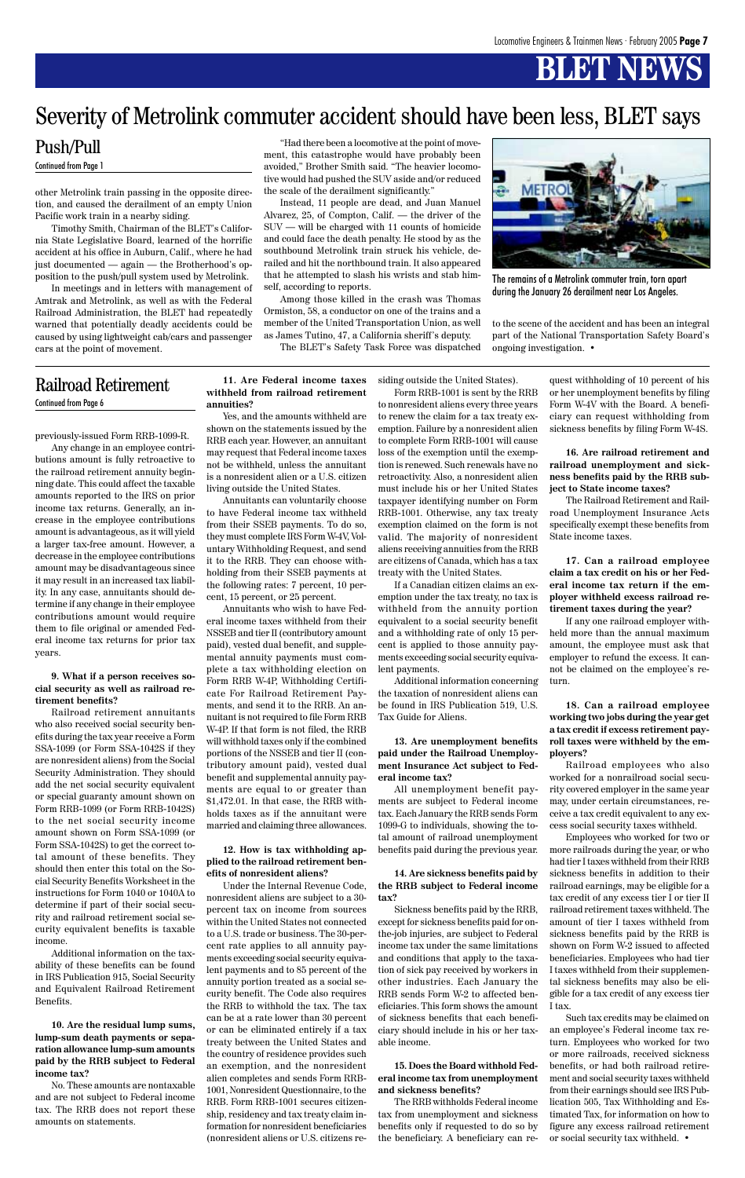# BLET NEWS

# Severity of Metrolink commuter accident should have been less, BLET says

## Push/Pull

Continued from Page 1

other Metrolink train passing in the opposite direction, and caused the derailment of an empty Union Pacific work train in a nearby siding.

Timothy Smith, Chairman of the BLET's California State Legislative Board, learned of the horrific accident at his office in Auburn, Calif., where he had just documented — again — the Brotherhood's opposition to the push/pull system used by Metrolink.

In meetings and in letters with management of Amtrak and Metrolink, as well as with the Federal Railroad Administration, the BLET had repeatedly warned that potentially deadly accidents could be caused by using lightweight cab/cars and passenger cars at the point of movement.

"Had there been a locomotive at the point of movement, this catastrophe would have probably been avoided," Brother Smith said. "The heavier locomotive would had pushed the SUV aside and/or reduced the scale of the derailment significantly."

Instead, 11 people are dead, and Juan Manuel Alvarez, 25, of Compton, Calif. — the driver of the SUV — will be charged with 11 counts of homicide and could face the death penalty. He stood by as the southbound Metrolink train struck his vehicle, derailed and hit the northbound train. It also appeared that he attempted to slash his wrists and stab himself, according to reports.

Among those killed in the crash was Thomas Ormiston, 58, a conductor on one of the trains and a member of the United Transportation Union, as well as James Tutino, 47, a California sheriff's deputy.

The BLET's Safety Task Force was dispatched to the scene of the accident and has been an integral part of the National Transportation Safety Board's ongoing investigation. •

The remains of a Metrolink commuter train, torn apart during the January 26 derailment near Los Angeles.

## Railroad Retirement

Continued from Page 6

previously-issued Form RRB-1099-R.

Any change in an employee contributions amount is fully retroactive to the railroad retirement annuity beginning date. This could affect the taxable amounts reported to the IRS on prior income tax returns. Generally, an increase in the employee contributions amount is advantageous, as it will yield a larger tax-free amount. However, a decrease in the employee contributions amount may be disadvantageous since it may result in an increased tax liability. In any case, annuitants should determine if any change in their employee contributions amount would require them to file original or amended Federal income tax returns for prior tax years.

**9. What if a person receives social security as well as railroad retirement benefits?**

Railroad retirement annuitants who also received social security benefits during the tax year receive a Form SSA-1099 (or Form SSA-1042S if they are nonresident aliens) from the Social Security Administration. They should add the net social security equivalent or special guaranty amount shown on Form RRB-1099 (or Form RRB-1042S) to the net social security income amount shown on Form SSA-1099 (or Form SSA-1042S) to get the correct total amount of these benefits. They should then enter this total on the Social Security Benefits Worksheet in the instructions for Form 1040 or 1040A to determine if part of their social security and railroad retirement social security equivalent benefits is taxable income.

Additional information on the taxability of these benefits can be found in IRS Publication 915, Social Security and Equivalent Railroad Retirement Benefits.

**10. Are the residual lump sums, lump-sum death payments or separation allowance lump-sum amounts paid by the RRB subject to Federal income tax?**

No. These amounts are nontaxable and are not subject to Federal income tax. The RRB does not report these amounts on statements.

**11. Are Federal income taxes withheld from railroad retirement annuities?**

Yes, and the amounts withheld are shown on the statements issued by the RRB each year. However, an annuitant may request that Federal income taxes not be withheld, unless the annuitant is a nonresident alien or a U.S. citizen living outside the United States.

Annuitants can voluntarily choose to have Federal income tax withheld from their SSEB payments. To do so, they must complete IRS Form W-4V, Voluntary Withholding Request, and send it to the RRB. They can choose withholding from their SSEB payments at the following rates: 7 percent, 10 percent, 15 percent, or 25 percent.

Annuitants who wish to have Federal income taxes withheld from their NSSEB and tier II (contributory amount paid), vested dual benefit, and supplemental annuity payments must complete a tax withholding election on Form RRB W-4P, Withholding Certificate For Railroad Retirement Payments, and send it to the RRB. An annuitant is not required to file Form RRB W-4P. If that form is not filed, the RRB will withhold taxes only if the combined portions of the NSSEB and tier II (contributory amount paid), vested dual benefit and supplemental annuity payments are equal to or greater than $1,472.01. In that case, the RRB withholds taxes as if the annuitant were married and claiming three allowances.

**12. How is tax withholding applied to the railroad retirement benefits of nonresident aliens?**

Under the Internal Revenue Code, nonresident aliens are subject to a 30-percent tax on income from sources within the United States not connected to a U.S. trade or business. The 30-percent rate applies to all annuity payments exceeding social security equivalent payments and to 85 percent of the annuity portion treated as a social security benefit. The Code also requires the RRB to withhold the tax. The tax can be at a rate lower than 30 percent or can be eliminated entirely if a tax treaty between the United States and the country of residence provides such an exemption, and the nonresident alien completes and sends Form RRB-1001, Nonresident Questionnaire, to the RRB. Form RRB-1001 secures citizenship, residency and tax treaty claim information for nonresident beneficiaries (nonresident aliens or U.S. citizens residing outside the United States).

Form RRB-1001 is sent by the RRB to nonresident aliens every three years to renew the claim for a tax treaty exemption. Failure by a nonresident alien to complete Form RRB-1001 will cause loss of the exemption until the exemption is renewed. Such renewals have no retroactivity. Also, a nonresident alien must include his or her United States taxpayer identifying number on Form RRB-1001. Otherwise, any tax treaty exemption claimed on the form is not valid. The majority of nonresident aliens receiving annuities from the RRB are citizens of Canada, which has a tax treaty with the United States.

If a Canadian citizen claims an exemption under the tax treaty, no tax is withheld from the annuity portion equivalent to a social security benefit and a withholding rate of only 15 percent is applied to those annuity payments exceeding social security equivalent payments.

Additional information concerning the taxation of nonresident aliens can be found in IRS Publication 519, U.S. Tax Guide for Aliens.

**13. Are unemployment benefits paid under the Railroad Unemployment Insurance Act subject to Federal income tax?**

All unemployment benefit payments are subject to Federal income tax. Each January the RRB sends Form 1099-G to individuals, showing the total amount of railroad unemployment benefits paid during the previous year.

**14. Are sickness benefits paid by the RRB subject to Federal income tax?**

Sickness benefits paid by the RRB, except for sickness benefits paid for on-the-job injuries, are subject to Federal income tax under the same limitations and conditions that apply to the taxation of sick pay received by workers in other industries. Each January the RRB sends Form W-2 to affected beneficiaries. This form shows the amount of sickness benefits that each beneficiary should include in his or her taxable income.

**15. Does the Board withhold Federal income tax from unemployment and sickness benefits?**

The RRB withholds Federal income tax from unemployment and sickness benefits only if requested to do so by the beneficiary. A beneficiary can request withholding of 10 percent of his or her unemployment benefits by filing Form W-4V with the Board. A beneficiary can request withholding from sickness benefits by filing Form W-4S.

**16. Are railroad retirement and railroad unemployment and sickness benefits paid by the RRB subject to State income taxes?**

The Railroad Retirement and Railroad Unemployment Insurance Acts specifically exempt these benefits from State income taxes.

**17. Can a railroad employee claim a tax credit on his or her Federal income tax return if the employer withheld excess railroad retirement taxes during the year?**

If any one railroad employer withheld more than the annual maximum amount, the employee must ask that employer to refund the excess. It cannot be claimed on the employee's return.

**18. Can a railroad employee working two jobs during the year get a tax credit if excess retirement payroll taxes were withheld by the employers?**

Railroad employees who also worked for a nonrailroad social security covered employer in the same year may, under certain circumstances, receive a tax credit equivalent to any excess social security taxes withheld.

Employees who worked for two or more railroads during the year, or who had tier I taxes withheld from their RRB sickness benefits in addition to their railroad earnings, may be eligible for a tax credit of any excess tier I or tier II railroad retirement taxes withheld. The amount of tier I taxes withheld from sickness benefits paid by the RRB is shown on Form W-2 issued to affected beneficiaries. Employees who had tier I taxes withheld from their supplemental sickness benefits may also be eligible for a tax credit of any excess tier I tax.

Such tax credits may be claimed on an employee's Federal income tax return. Employees who worked for two or more railroads, received sickness benefits, or had both railroad retirement and social security taxes withheld from their earnings should see IRS Publication 505, Tax Withholding and Estimated Tax, for information on how to figure any excess railroad retirement or social security tax withheld. •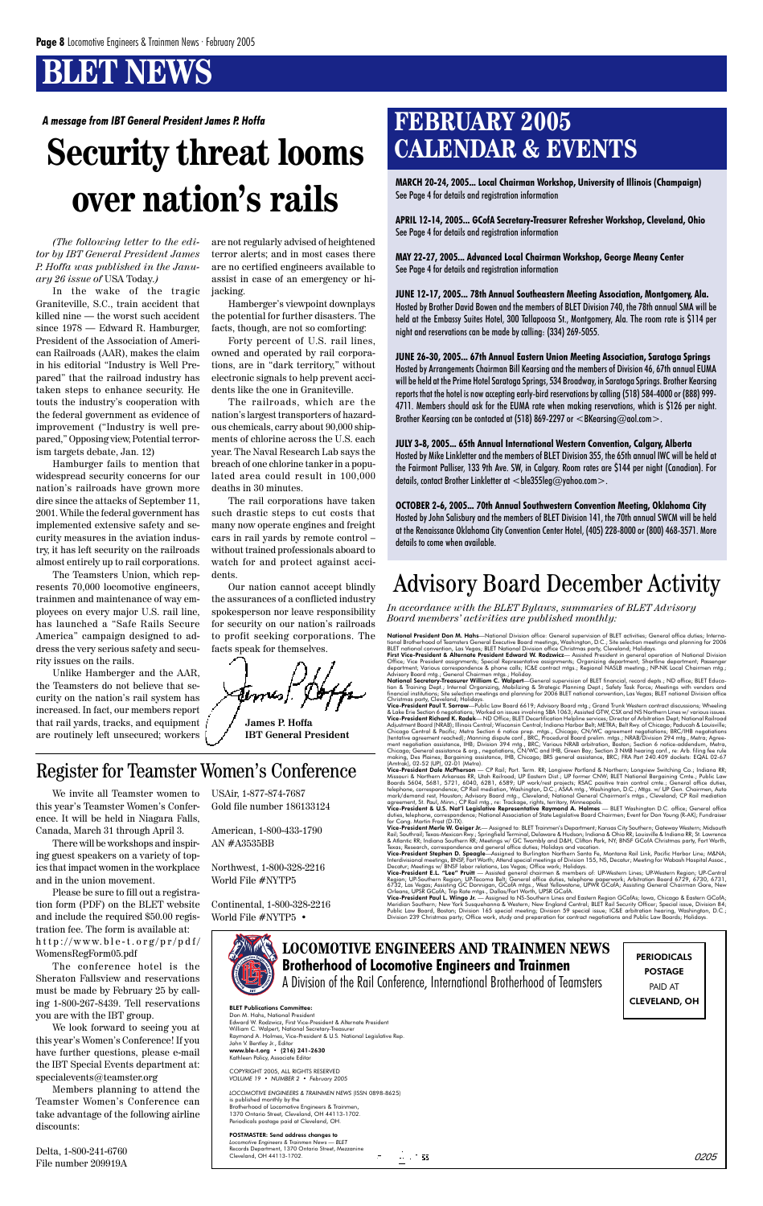# BLET NEWS

***A message from IBT General President James P. Hoffa***

# Security threat looms over nation's rails

*(The following letter to the editor by IBT General President James P. Hoffa was published in the January 26 issue of* USA Today.*)*

In the wake of the tragic Graniteville, S.C., train accident that killed nine — the worst such accident since 1978 — Edward R. Hamburger, President of the Association of American Railroads (AAR), makes the claim in his editorial "Industry is Well Prepared" that the railroad industry has taken steps to enhance security. He touts the industry's cooperation with the federal government as evidence of improvement ("Industry is well prepared," Opposing view, Potential terrorism targets debate, Jan. 12)

Hamburger fails to mention that widespread security concerns for our nation's railroads have grown more dire since the attacks of September 11, 2001. While the federal government has implemented extensive safety and security measures in the aviation industry, it has left security on the railroads almost entirely up to rail corporations.

The Teamsters Union, which represents 70,000 locomotive engineers, trainmen and maintenance of way employees on every major U.S. rail line, has launched a "Safe Rails Secure America" campaign designed to address the very serious safety and security issues on the rails.

Unlike Hamberger and the AAR, the Teamsters do not believe that security on the nation's rail system has increased. In fact, our members report that rail yards, tracks, and equipment are routinely left unsecured; workers are not regularly advised of heightened terror alerts; and in most cases there are no certified engineers available to assist in case of an emergency or hijacking.

Hamberger's viewpoint downplays the potential for further disasters. The facts, though, are not so comforting:

Forty percent of U.S. rail lines, owned and operated by rail corporations, are in "dark territory," without electronic signals to help prevent accidents like the one in Graniteville.

The railroads, which are the nation's largest transporters of hazardous chemicals, carry about 90,000 shipments of chlorine across the U.S. each year. The Naval Research Lab says the breach of one chlorine tanker in a populated area could result in 100,000 deaths in 30 minutes.

The rail corporations have taken such drastic steps to cut costs that many now operate engines and freight cars in rail yards by remote control – without trained professionals aboard to watch for and protect against accidents.

Our nation cannot accept blindly the assurances of a conflicted industry spokesperson nor leave responsibility for security on our nation's railroads to profit seeking corporations. The facts speak for themselves.

**James P. Hoffa**
**IBT General President**

## Register for Teamster Women's Conference

We invite all Teamster women to this year's Teamster Women's Conference. It will be held in Niagara Falls, Canada, March 31 through April 3.

There will be workshops and inspiring guest speakers on a variety of topics that impact women in the workplace and in the union movement.

Please be sure to fill out a registration form (PDF) on the BLET website and include the required $50.00 registration fee. The form is available at: http://www.ble-t.org/pr/pdf/WomensRegForm05.pdf

The conference hotel is the Sheraton Fallsview and reservations must be made by February 25 by calling 1-800-267-8439. Tell reservations you are with the IBT group.

We look forward to seeing you at this year's Women's Conference! If you have further questions, please e-mail the IBT Special Events department at: specialevents@teamster.org

Members planning to attend the Teamster Women's Conference can take advantage of the following airline discounts:

Delta, 1-800-241-6760
File number 209919A

USAir, 1-877-874-7687
Gold file number 186133124

American, 1-800-433-1790
AN #A3535BB

Northwest, 1-800-328-2216
World File #NYTP5

Continental, 1-800-328-2216
World File #NYTP5 •

# FEBRUARY 2005 CALENDAR & EVENTS

**MARCH 20-24, 2005... Local Chairman Workshop, University of Illinois (Champaign)**
See Page 4 for details and registration information

**APRIL 12-14, 2005... GCofA Secretary-Treasurer Refresher Workshop, Cleveland, Ohio**
See Page 4 for details and registration information

**MAY 22-27, 2005... Advanced Local Chairman Workshop, George Meany Center**
See Page 4 for details and registration information

**JUNE 12-17, 2005... 78th Annual Southeastern Meeting Association, Montgomery, Ala.**
Hosted by Brother David Bowen and the members of BLET Division 740, the 78th annual SMA will be held at the Embassy Suites Hotel, 300 Tallapoosa St., Montgomery, Ala. The room rate is $114 per night and reservations can be made by calling: (334) 269-5055.

**JUNE 26-30, 2005... 67th Annual Eastern Union Meeting Association, Saratoga Springs**
Hosted by Arrangements Chairman Bill Kearsing and the members of Division 46, 67th annual EUMA will be held at the Prime Hotel Saratoga Springs, 534 Broadway, in Saratoga Springs. Brother Kearsing reports that the hotel is now accepting early-bird reservations by calling (518) 584-4000 or (888) 999-4711. Members should ask for the EUMA rate when making reservations, which is $126 per night. Brother Kearsing can be contacted at (518) 869-2297 or <BKearsing@aol.com>.

**JULY 3-8, 2005... 65th Annual International Western Convention, Calgary, Alberta**
Hosted by Mike Linkletter and the members of BLET Division 355, the 65th annual IWC will be held at the Fairmont Palliser, 133 9th Ave. SW, in Calgary. Room rates are $144 per night (Canadian). For details, contact Brother Linkletter at <ble355leg@yahoo.com>.

**OCTOBER 2-6, 2005... 70th Annual Southwestern Convention Meeting, Oklahoma City**
Hosted by John Salisbury and the members of BLET Division 141, the 70th annual SWCM will be held at the Renaissance Oklahoma City Convention Center Hotel, (405) 228-8000 or (800) 468-3571. More details to come when available.

# Advisory Board December Activity

*In accordance with the BLET Bylaws, summaries of BLET Advisory Board members' activities are published monthly:*

**National President Don M. Hahs**—National Division office: General supervision of BLET activities; General office duties; International Brotherhood of Teamsters General Executive Board meetings, Washington, D.C.; Site selection meetings and planning for 2006 BLET national convention, Las Vegas; BLET National Division office Christmas party, Cleveland; Holidays.

**First Vice-President & Alternate President Edward W. Rodzwicz**— Assisted President in general operation of National Division Office; Vice President assignments; Special Representative assignments; Organizing department; Shortline department; Passenger department; Various correspondence & phone calls; IC&E contract mtgs.; Regional NASLB meeting.; NP-NK Local Chairmen mtg.; Advisory Board mtg.; General Chairmen mtgs.; Holiday.

**National Secretary-Treasurer William C. Walpert**—General supervision of BLET financial, record depts.; ND office; BLET Education & Training Dept.; Internal Organizing, Mobilizing & Strategic Planning Dept.; Safety Task Force; Meetings with vendors and financial institutions; Site selection meetings and planning for 2006 BLET national convention, Las Vegas; BLET national Division office Christmas party, Cleveland; Holidays.

**Vice-President Paul T. Sorrow**—Public Law Board 6619; Advisory Board mtg.; Grand Trunk Western contract discussions; Wheeling & Lake Erie Section 6 negotiations; Worked on issues involving SBA 1063; Assisted GTW, CSX and NS Northern Lines w/ various issues.

**Vice-President Richard K. Radek**— ND Office; BLET Decertification Helpline services; Director of Arbitration Dept; National Railroad Adjustment Board (NRAB); Illinois Central; Wisconsin Central; Indiana Harbor Belt; METRA; Belt Rwy. of Chicago; Paducah & Louisville; Chicago Central & Pacific; Metra Section 6 notice prep. mtgs., Chicago; CN/WC agreement negotiations; BRC/IHB negotiations (tentative agreement reached); Manning dispute conf., BRC; Procedural Board prelim. mtgs.; NRAB/Division 294 mtg., Metra, Agreement negotiation assistance, IHB; Division 394 mtg., BRC; Various NRAB arbitration, Boston; Section 6 notice-addendum, Metra, Chicago; General assistance & org., negotiations, CN/WC and IHB, Green Bay; Section 3 NMB hearing conf., re: Arb. filing fee rule making, Des Plaines; Bargaining assistance, IHB, Chicago; BRS general assistance, BRC; FRA Part 240.409 dockets: EQAL 02-67 (Amtrak), 02-52 (UP), 02-01 (Metra).

**Vice-President Dale McPherson** — CP Rail; Port. Term. RR; Longview Portland & Northern; Longview Switching Co.; Indiana RR; Missouri & Northern Arkansas RR; Utah Railroad; UP Eastern Dist.; UP former CNW; BLET National Bargaining Cmte.; Public Law Boards 5604, 5681, 5721, 6040, 6281, 6589; UP work/rest projects, RSAC positive train control cmte.; General office duties, telephone, correspondence; CP Rail mediation, Washington, D.C.; ASAA mtg., Washington, D.C.; Mtgs. w/ UP Gen. Chairmen, Auto mark/demand rest, Houston; Advisory Board mtg., Cleveland; National General Chairman's mtgs., Cleveland; CP Rail mediation agreement, St. Paul, Minn.; CP Rail mtg., re: Trackage, rights, territory, Minneapolis.

**Vice-President & U.S. Nat'l Legislative Representative Raymond A. Holmes** — BLET Washington D.C. office; General office duties, telephone, correspondence; National Association of State Legislative Board Chairmen; Event for Don Young (R-AK); Fundraiser for Cong. Martin Frost (D-TX).

**Vice-President Merle W. Geiger Jr.**— Assigned to: BLET Trainmen's Department; Kansas City Southern; Gateway Western; Midsouth Rail; Southrail; Texas-Mexican Rwy.; Springfield Terminal, Delaware & Hudson; Indiana & Ohio RR; Louisville & Indiana RR; St. Lawrence & Atlantic RR; Indiana Southern RR; Meetings w/ GC Twombly and D&H, Clifton Park, NY, BNSF GCofA Christmas party, Fort Worth, Texas; Research, correspondence and general office duties; Holidays and vacation.

**Vice-President Stephen D. Speagle**—Assigned to Burlington Northern Santa Fe, Montana Rail Link, Pacific Harbor Line; M&NA; Interdivisional meetings, BNSF, Fort Worth; Attend special meetings of Division 155, NS, Decatur; Meeting for Wabash Hospital Assoc., Decatur; Meetings w/ BNSF labor relations, Las Vegas; Office work; Holidays.

**Vice-President E.L. "Lee" Pruitt** — Assisted general chairmen & members of: UP-Western Lines; UP-Western Region; UP-Central Region; UP-Southern Region; UP-Tacoma Belt; General office duties, telephone paperwork; Arbitration Board 6729, 6730, 6731, 6732, Las Vegas; Assisting GC Donnigan, GCofA mtgs., West Yellowstone, UPWR GCofA; Assisting General Chairman Gore, New Orleans, UPSR GCofA; Trip Rate mtgs., Dallas/Fort Worth, UPSR GCofA.

**Vice-President Paul L. Wingo Jr.** — Assigned to NS-Southern Lines and Eastern Region GCofAs; Iowa, Chicago & Eastern GCofA; Meridian Southern; New York Susquehanna & Western; New England Central; BLET Rail Security Officer; Special issue, Division 84; Public Law Board, Boston; Division 165 special meeting; Division 59 special issue; IC&E arbitration hearing, Washington, D.C.; Division 239 Christmas party; Office work, study and preparation for contract negotiations and Public Law Boards; Holidays.

## LOCOMOTIVE ENGINEERS AND TRAINMEN NEWS
### Brotherhood of Locomotive Engineers and Trainmen
A Division of the Rail Conference, International Brotherhood of Teamsters

**PERIODICALS POSTAGE**
PAID AT
**CLEVELAND, OH**

**BLET Publications Committee:**
Don M. Hahs, National President
Edward W. Rodzwicz, First Vice-President & Alternate President
William C. Walpert, National Secretary-Treasurer
Raymond A. Holmes, Vice-President & U.S. National Legislative Rep.
John V. Bentley Jr., Editor
**www.ble-t.org • (216) 241-2630**
Kathleen Policy, Associate Editor

COPYRIGHT 2005, ALL RIGHTS RESERVED
*VOLUME 19 • NUMBER 2 • February 2005*

*LOCOMOTIVE ENGINEERS & TRAINMEN NEWS* (ISSN 0898-8625) is published monthly by the Brotherhood of Locomotive Engineers & Trainmen, 1370 Ontario Street, Cleveland, OH 44113-1702. Periodicals postage paid at Cleveland, OH.

**POSTMASTER: Send address changes to**
*Locomotive Engineers & Trainmen News — BLET* Records Department, 1370 Ontario Street, Mezzanine Cleveland, OH 44113-1702

0205